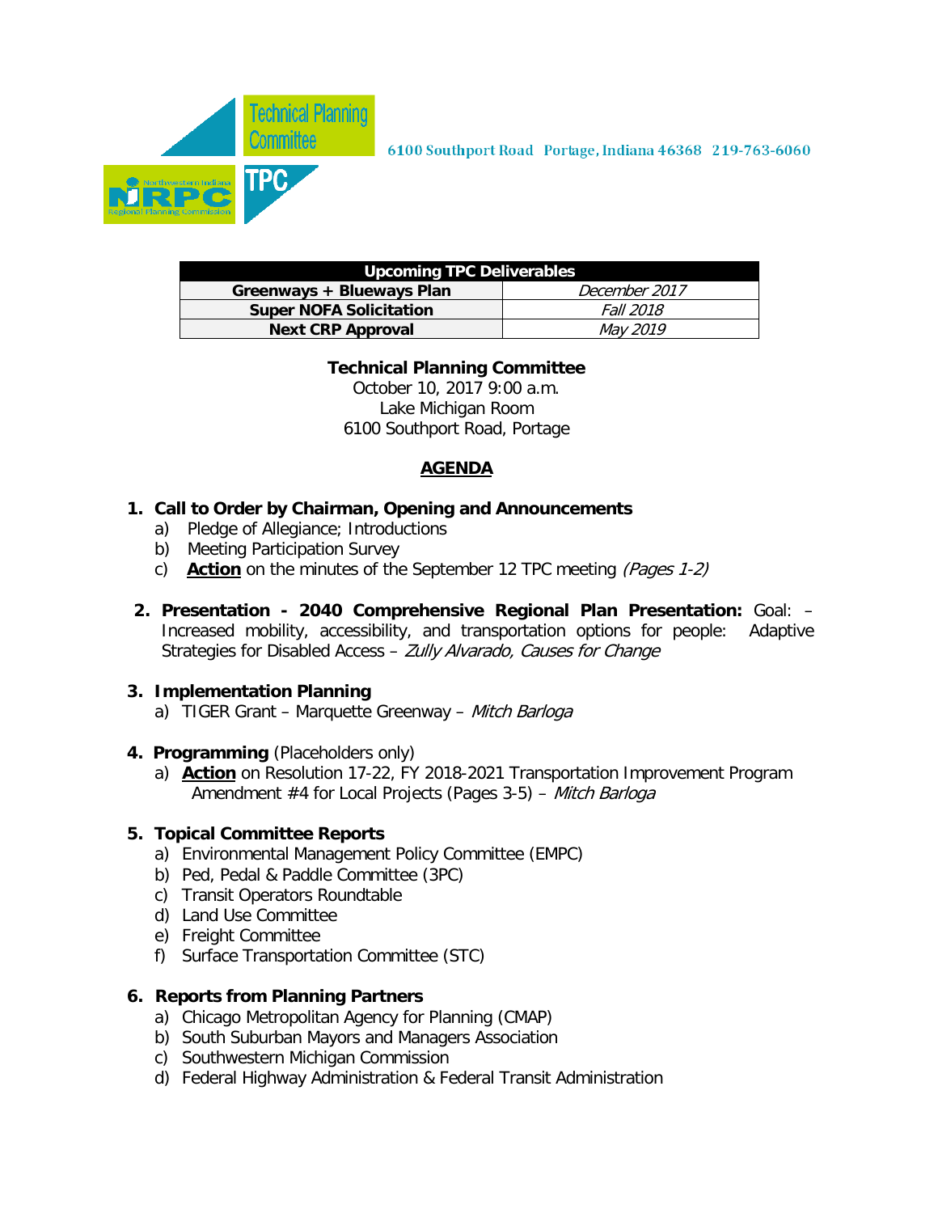Technical Planning Committee

TPC

Northwestern Indiana NIRPC Regional Planning Commission

6100 Southport Road Portage, Indiana 46368 219-763-6060

| Upcoming TPC Deliverables | |
|---|---|
| **Greenways + Blueways Plan** | *December 2017* |
| **Super NOFA Solicitation** | *Fall 2018* |
| **Next CRP Approval** | *May 2019* |

**Technical Planning Committee**
October 10, 2017 9:00 a.m.
Lake Michigan Room
6100 Southport Road, Portage

## AGENDA

1. **Call to Order by Chairman, Opening and Announcements**
   a) Pledge of Allegiance; Introductions
   b) Meeting Participation Survey
   c) **Action** on the minutes of the September 12 TPC meeting *(Pages 1-2)*

2. **Presentation - 2040 Comprehensive Regional Plan Presentation:** Goal: – Increased mobility, accessibility, and transportation options for people: Adaptive Strategies for Disabled Access – *Zully Alvarado, Causes for Change*

3. **Implementation Planning**
   a) TIGER Grant – Marquette Greenway – *Mitch Barloga*

4. **Programming** (Placeholders only)
   a) **Action** on Resolution 17-22, FY 2018-2021 Transportation Improvement Program Amendment #4 for Local Projects (Pages 3-5) – *Mitch Barloga*

5. **Topical Committee Reports**
   a) Environmental Management Policy Committee (EMPC)
   b) Ped, Pedal & Paddle Committee (3PC)
   c) Transit Operators Roundtable
   d) Land Use Committee
   e) Freight Committee
   f) Surface Transportation Committee (STC)

6. **Reports from Planning Partners**
   a) Chicago Metropolitan Agency for Planning (CMAP)
   b) South Suburban Mayors and Managers Association
   c) Southwestern Michigan Commission
   d) Federal Highway Administration & Federal Transit Administration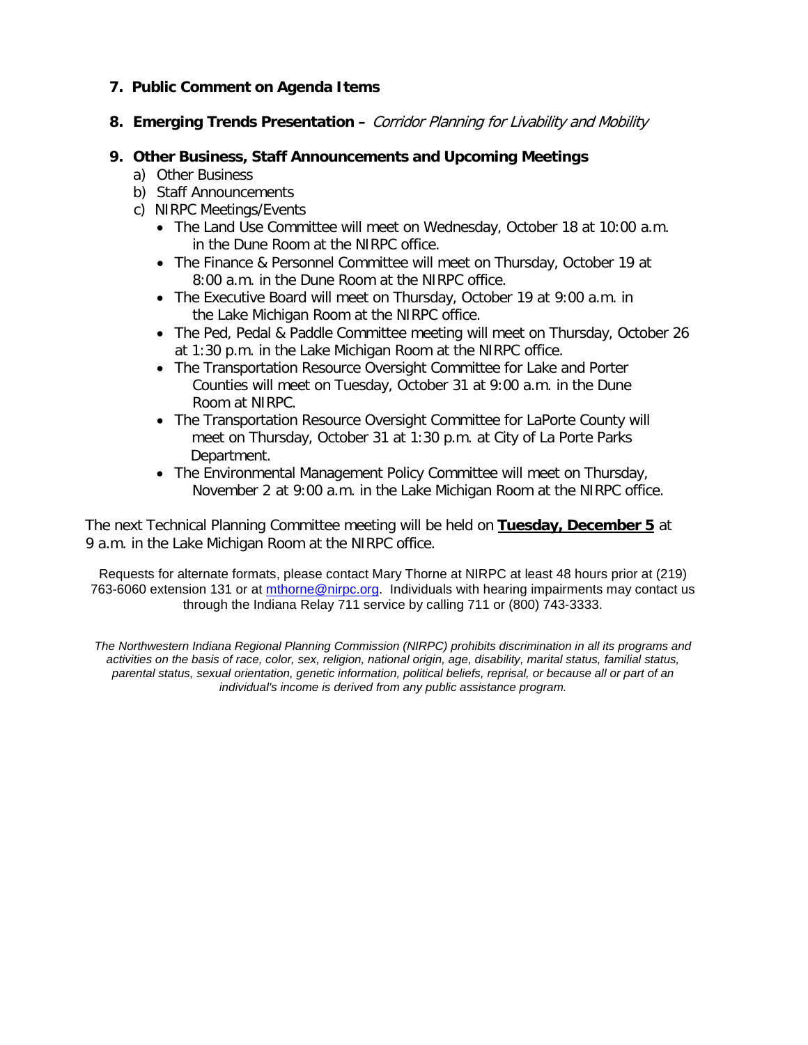**7. Public Comment on Agenda Items**

**8. Emerging Trends Presentation –** *Corridor Planning for Livability and Mobility*

**9. Other Business, Staff Announcements and Upcoming Meetings**

a) Other Business

b) Staff Announcements

c) NIRPC Meetings/Events

- The Land Use Committee will meet on Wednesday, October 18 at 10:00 a.m. in the Dune Room at the NIRPC office.
- The Finance & Personnel Committee will meet on Thursday, October 19 at 8:00 a.m. in the Dune Room at the NIRPC office.
- The Executive Board will meet on Thursday, October 19 at 9:00 a.m. in the Lake Michigan Room at the NIRPC office.
- The Ped, Pedal & Paddle Committee meeting will meet on Thursday, October 26 at 1:30 p.m. in the Lake Michigan Room at the NIRPC office.
- The Transportation Resource Oversight Committee for Lake and Porter Counties will meet on Tuesday, October 31 at 9:00 a.m. in the Dune Room at NIRPC.
- The Transportation Resource Oversight Committee for LaPorte County will meet on Thursday, October 31 at 1:30 p.m. at City of La Porte Parks Department.
- The Environmental Management Policy Committee will meet on Thursday, November 2 at 9:00 a.m. in the Lake Michigan Room at the NIRPC office.

The next Technical Planning Committee meeting will be held on **Tuesday, December 5** at 9 a.m. in the Lake Michigan Room at the NIRPC office.

Requests for alternate formats, please contact Mary Thorne at NIRPC at least 48 hours prior at (219) 763-6060 extension 131 or at mthorne@nirpc.org. Individuals with hearing impairments may contact us through the Indiana Relay 711 service by calling 711 or (800) 743-3333.

*The Northwestern Indiana Regional Planning Commission (NIRPC) prohibits discrimination in all its programs and activities on the basis of race, color, sex, religion, national origin, age, disability, marital status, familial status, parental status, sexual orientation, genetic information, political beliefs, reprisal, or because all or part of an individual's income is derived from any public assistance program.*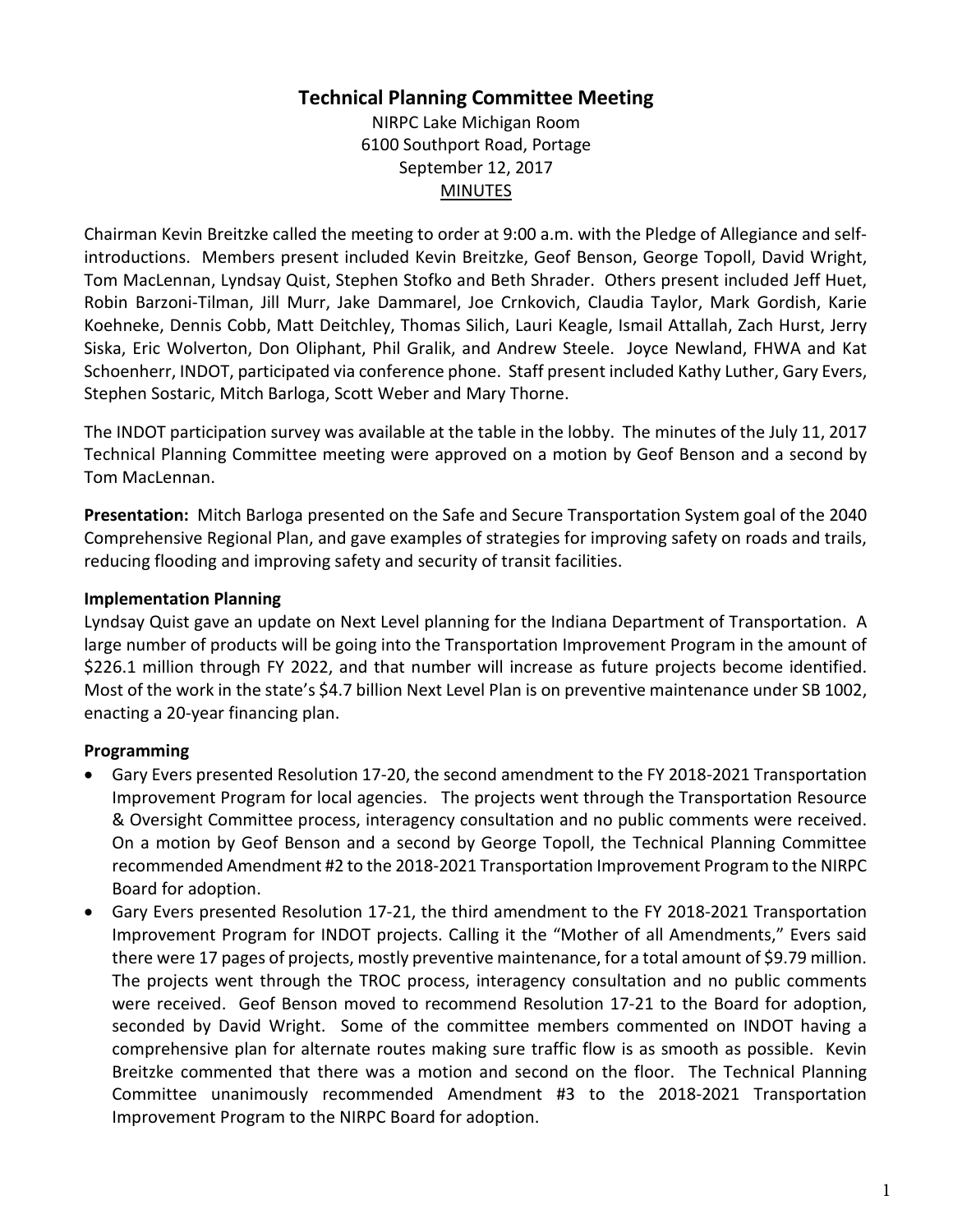# Technical Planning Committee Meeting

NIRPC Lake Michigan Room
6100 Southport Road, Portage
September 12, 2017
MINUTES

Chairman Kevin Breitzke called the meeting to order at 9:00 a.m. with the Pledge of Allegiance and self-introductions. Members present included Kevin Breitzke, Geof Benson, George Topoll, David Wright, Tom MacLennan, Lyndsay Quist, Stephen Stofko and Beth Shrader. Others present included Jeff Huet, Robin Barzoni-Tilman, Jill Murr, Jake Dammarel, Joe Crnkovich, Claudia Taylor, Mark Gordish, Karie Koehneke, Dennis Cobb, Matt Deitchley, Thomas Silich, Lauri Keagle, Ismail Attallah, Zach Hurst, Jerry Siska, Eric Wolverton, Don Oliphant, Phil Gralik, and Andrew Steele. Joyce Newland, FHWA and Kat Schoenherr, INDOT, participated via conference phone. Staff present included Kathy Luther, Gary Evers, Stephen Sostaric, Mitch Barloga, Scott Weber and Mary Thorne.

The INDOT participation survey was available at the table in the lobby. The minutes of the July 11, 2017 Technical Planning Committee meeting were approved on a motion by Geof Benson and a second by Tom MacLennan.

**Presentation:** Mitch Barloga presented on the Safe and Secure Transportation System goal of the 2040 Comprehensive Regional Plan, and gave examples of strategies for improving safety on roads and trails, reducing flooding and improving safety and security of transit facilities.

### Implementation Planning

Lyndsay Quist gave an update on Next Level planning for the Indiana Department of Transportation. A large number of products will be going into the Transportation Improvement Program in the amount of $226.1 million through FY 2022, and that number will increase as future projects become identified. Most of the work in the state's $4.7 billion Next Level Plan is on preventive maintenance under SB 1002, enacting a 20-year financing plan.

### Programming

- Gary Evers presented Resolution 17-20, the second amendment to the FY 2018-2021 Transportation Improvement Program for local agencies. The projects went through the Transportation Resource & Oversight Committee process, interagency consultation and no public comments were received. On a motion by Geof Benson and a second by George Topoll, the Technical Planning Committee recommended Amendment #2 to the 2018-2021 Transportation Improvement Program to the NIRPC Board for adoption.
- Gary Evers presented Resolution 17-21, the third amendment to the FY 2018-2021 Transportation Improvement Program for INDOT projects. Calling it the "Mother of all Amendments," Evers said there were 17 pages of projects, mostly preventive maintenance, for a total amount of $9.79 million. The projects went through the TROC process, interagency consultation and no public comments were received. Geof Benson moved to recommend Resolution 17-21 to the Board for adoption, seconded by David Wright. Some of the committee members commented on INDOT having a comprehensive plan for alternate routes making sure traffic flow is as smooth as possible. Kevin Breitzke commented that there was a motion and second on the floor. The Technical Planning Committee unanimously recommended Amendment #3 to the 2018-2021 Transportation Improvement Program to the NIRPC Board for adoption.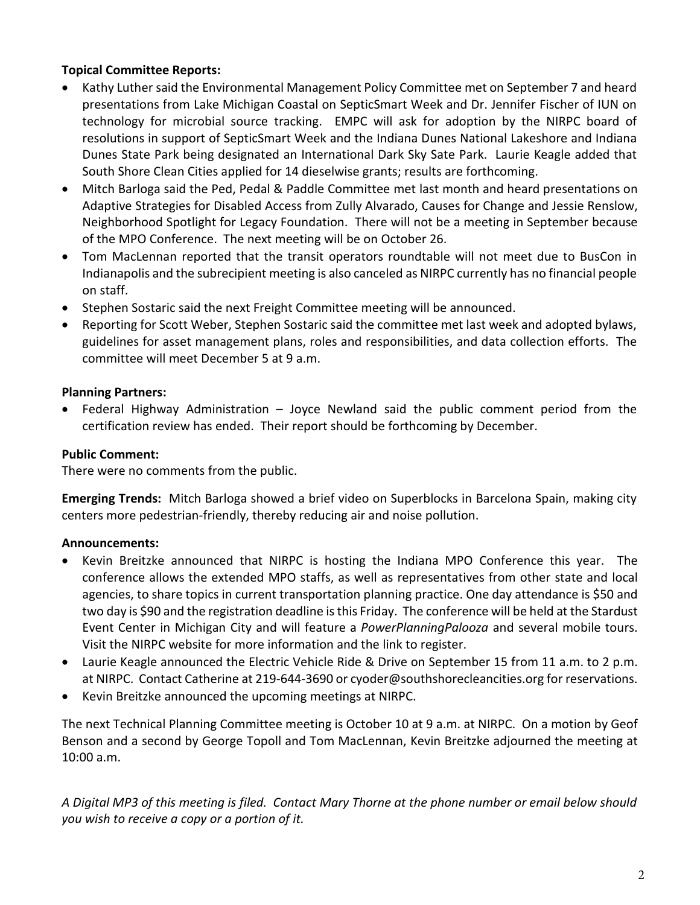**Topical Committee Reports:**

- Kathy Luther said the Environmental Management Policy Committee met on September 7 and heard presentations from Lake Michigan Coastal on SepticSmart Week and Dr. Jennifer Fischer of IUN on technology for microbial source tracking. EMPC will ask for adoption by the NIRPC board of resolutions in support of SepticSmart Week and the Indiana Dunes National Lakeshore and Indiana Dunes State Park being designated an International Dark Sky Sate Park. Laurie Keagle added that South Shore Clean Cities applied for 14 dieselwise grants; results are forthcoming.
- Mitch Barloga said the Ped, Pedal & Paddle Committee met last month and heard presentations on Adaptive Strategies for Disabled Access from Zully Alvarado, Causes for Change and Jessie Renslow, Neighborhood Spotlight for Legacy Foundation. There will not be a meeting in September because of the MPO Conference. The next meeting will be on October 26.
- Tom MacLennan reported that the transit operators roundtable will not meet due to BusCon in Indianapolis and the subrecipient meeting is also canceled as NIRPC currently has no financial people on staff.
- Stephen Sostaric said the next Freight Committee meeting will be announced.
- Reporting for Scott Weber, Stephen Sostaric said the committee met last week and adopted bylaws, guidelines for asset management plans, roles and responsibilities, and data collection efforts. The committee will meet December 5 at 9 a.m.

**Planning Partners:**

- Federal Highway Administration – Joyce Newland said the public comment period from the certification review has ended. Their report should be forthcoming by December.

**Public Comment:**

There were no comments from the public.

**Emerging Trends:** Mitch Barloga showed a brief video on Superblocks in Barcelona Spain, making city centers more pedestrian-friendly, thereby reducing air and noise pollution.

**Announcements:**

- Kevin Breitzke announced that NIRPC is hosting the Indiana MPO Conference this year. The conference allows the extended MPO staffs, as well as representatives from other state and local agencies, to share topics in current transportation planning practice. One day attendance is $50 and two day is $90 and the registration deadline is this Friday. The conference will be held at the Stardust Event Center in Michigan City and will feature a *PowerPlanningPalooza* and several mobile tours. Visit the NIRPC website for more information and the link to register.
- Laurie Keagle announced the Electric Vehicle Ride & Drive on September 15 from 11 a.m. to 2 p.m. at NIRPC. Contact Catherine at 219-644-3690 or cyoder@southshorecleancities.org for reservations.
- Kevin Breitzke announced the upcoming meetings at NIRPC.

The next Technical Planning Committee meeting is October 10 at 9 a.m. at NIRPC. On a motion by Geof Benson and a second by George Topoll and Tom MacLennan, Kevin Breitzke adjourned the meeting at 10:00 a.m.

*A Digital MP3 of this meeting is filed. Contact Mary Thorne at the phone number or email below should you wish to receive a copy or a portion of it.*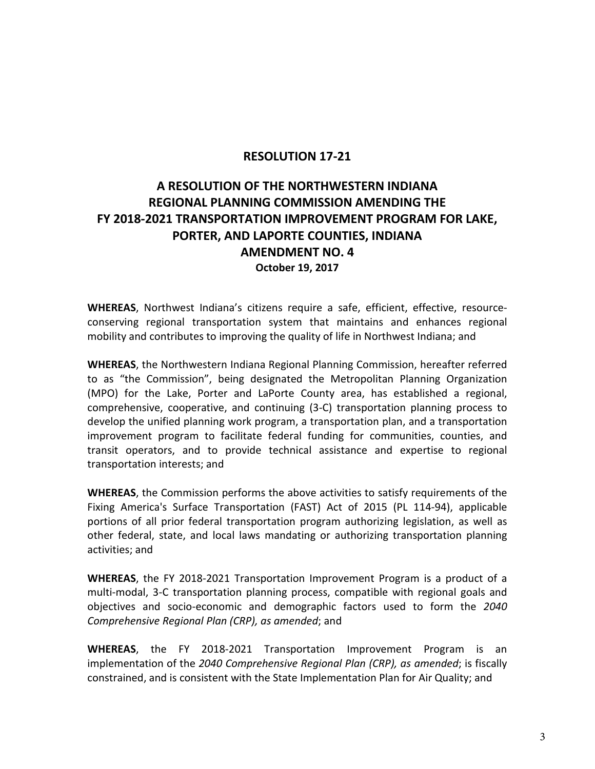## RESOLUTION 17-21

## A RESOLUTION OF THE NORTHWESTERN INDIANA REGIONAL PLANNING COMMISSION AMENDING THE FY 2018-2021 TRANSPORTATION IMPROVEMENT PROGRAM FOR LAKE, PORTER, AND LAPORTE COUNTIES, INDIANA AMENDMENT NO. 4

**October 19, 2017**

**WHEREAS**, Northwest Indiana's citizens require a safe, efficient, effective, resource-conserving regional transportation system that maintains and enhances regional mobility and contributes to improving the quality of life in Northwest Indiana; and

**WHEREAS**, the Northwestern Indiana Regional Planning Commission, hereafter referred to as "the Commission", being designated the Metropolitan Planning Organization (MPO) for the Lake, Porter and LaPorte County area, has established a regional, comprehensive, cooperative, and continuing (3-C) transportation planning process to develop the unified planning work program, a transportation plan, and a transportation improvement program to facilitate federal funding for communities, counties, and transit operators, and to provide technical assistance and expertise to regional transportation interests; and

**WHEREAS**, the Commission performs the above activities to satisfy requirements of the Fixing America's Surface Transportation (FAST) Act of 2015 (PL 114-94), applicable portions of all prior federal transportation program authorizing legislation, as well as other federal, state, and local laws mandating or authorizing transportation planning activities; and

**WHEREAS**, the FY 2018-2021 Transportation Improvement Program is a product of a multi-modal, 3-C transportation planning process, compatible with regional goals and objectives and socio-economic and demographic factors used to form the *2040 Comprehensive Regional Plan (CRP), as amended*; and

**WHEREAS**, the FY 2018-2021 Transportation Improvement Program is an implementation of the *2040 Comprehensive Regional Plan (CRP), as amended*; is fiscally constrained, and is consistent with the State Implementation Plan for Air Quality; and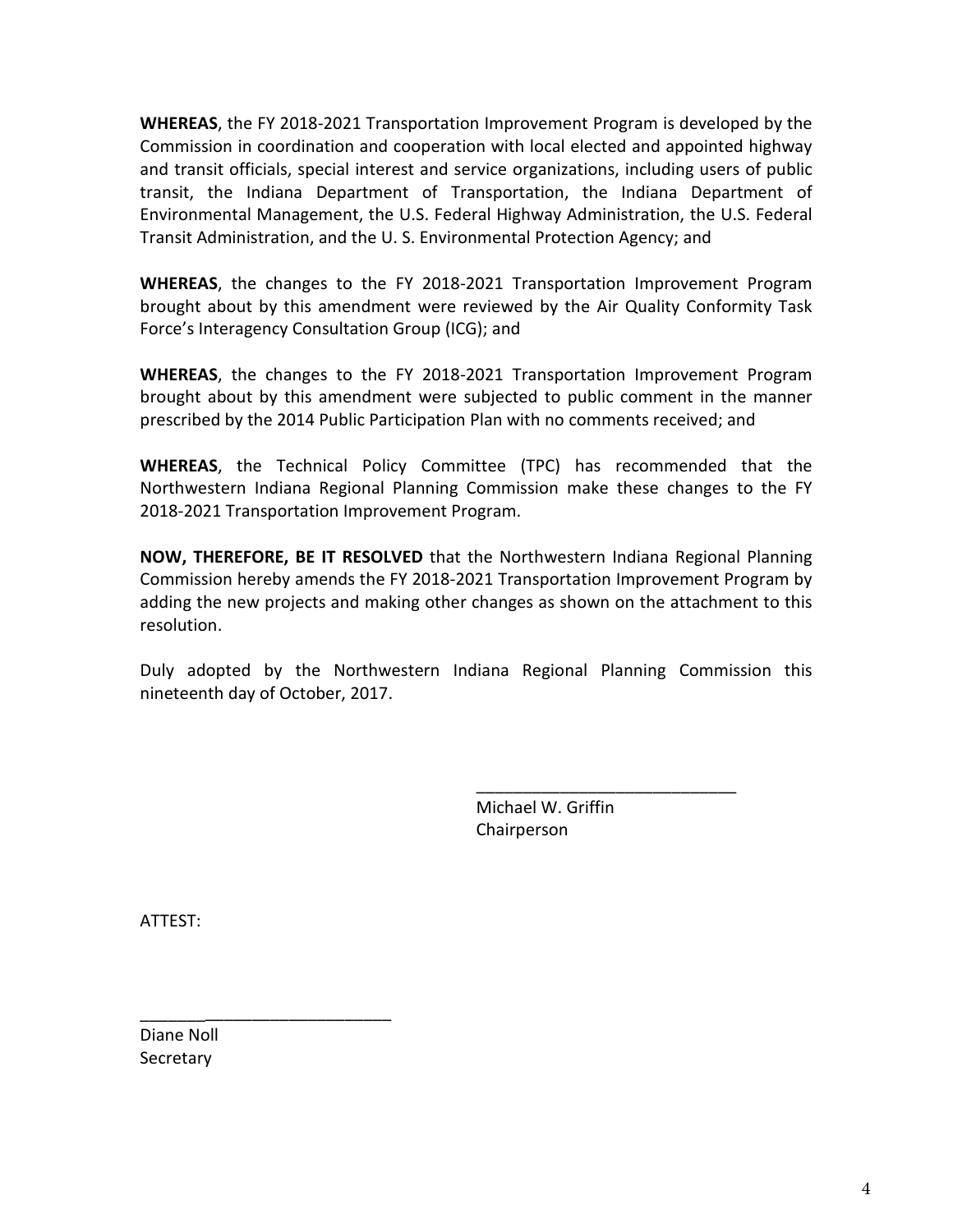**WHEREAS**, the FY 2018-2021 Transportation Improvement Program is developed by the Commission in coordination and cooperation with local elected and appointed highway and transit officials, special interest and service organizations, including users of public transit, the Indiana Department of Transportation, the Indiana Department of Environmental Management, the U.S. Federal Highway Administration, the U.S. Federal Transit Administration, and the U. S. Environmental Protection Agency; and

**WHEREAS**, the changes to the FY 2018-2021 Transportation Improvement Program brought about by this amendment were reviewed by the Air Quality Conformity Task Force's Interagency Consultation Group (ICG); and

**WHEREAS**, the changes to the FY 2018-2021 Transportation Improvement Program brought about by this amendment were subjected to public comment in the manner prescribed by the 2014 Public Participation Plan with no comments received; and

**WHEREAS**, the Technical Policy Committee (TPC) has recommended that the Northwestern Indiana Regional Planning Commission make these changes to the FY 2018-2021 Transportation Improvement Program.

**NOW, THEREFORE, BE IT RESOLVED** that the Northwestern Indiana Regional Planning Commission hereby amends the FY 2018-2021 Transportation Improvement Program by adding the new projects and making other changes as shown on the attachment to this resolution.

Duly adopted by the Northwestern Indiana Regional Planning Commission this nineteenth day of October, 2017.

____________________________
Michael W. Griffin
Chairperson

ATTEST:

____________________________
Diane Noll
Secretary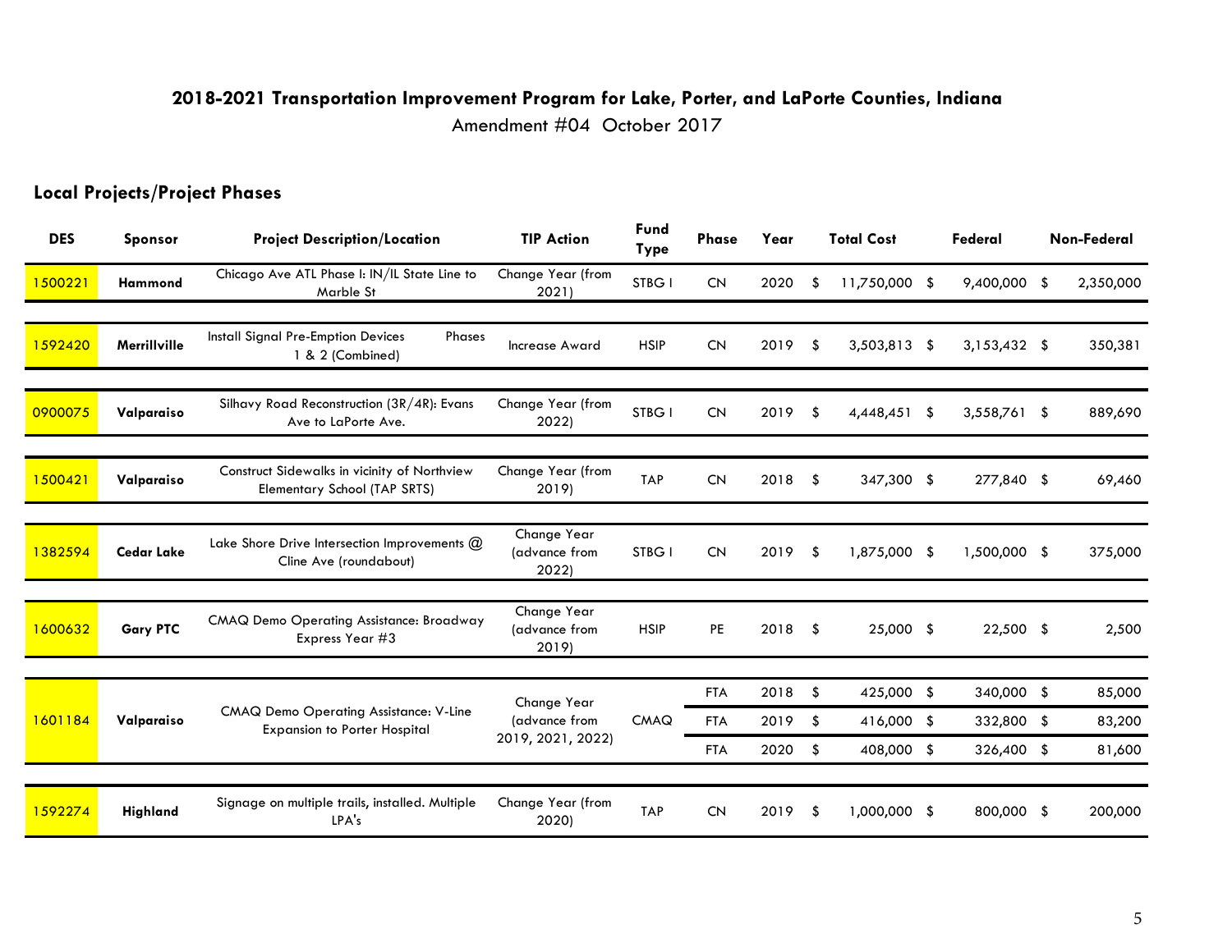## 2018-2021 Transportation Improvement Program for Lake, Porter, and LaPorte Counties, Indiana

Amendment #04 October 2017

### Local Projects/Project Phases

| DES | Sponsor | Project Description/Location | TIP Action | Fund Type | Phase | Year | Total Cost | Federal | Non-Federal |
|---|---|---|---|---|---|---|---|---|---|
| 1500221 | **Hammond** | Chicago Ave ATL Phase I: IN/IL State Line to Marble St | Change Year (from 2021) | STBG I | CN | 2020 | $ 11,750,000 | $ 9,400,000 | $ 2,350,000 |
| 1592420 | **Merrillville** | Install Signal Pre-Emption Devices Phases 1 & 2 (Combined) | Increase Award | HSIP | CN | 2019 | $ 3,503,813 | $ 3,153,432 | $ 350,381 |
| 0900075 | **Valparaiso** | Silhavy Road Reconstruction (3R/4R): Evans Ave to LaPorte Ave. | Change Year (from 2022) | STBG I | CN | 2019 | $ 4,448,451 | $ 3,558,761 | $ 889,690 |
| 1500421 | **Valparaiso** | Construct Sidewalks in vicinity of Northview Elementary School (TAP SRTS) | Change Year (from 2019) | TAP | CN | 2018 | $ 347,300 | $ 277,840 | $ 69,460 |
| 1382594 | **Cedar Lake** | Lake Shore Drive Intersection Improvements @ Cline Ave (roundabout) | Change Year (advance from 2022) | STBG I | CN | 2019 | $ 1,875,000 | $ 1,500,000 | $ 375,000 |
| 1600632 | **Gary PTC** | CMAQ Demo Operating Assistance: Broadway Express Year #3 | Change Year (advance from 2019) | HSIP | PE | 2018 | $ 25,000 | $ 22,500 | $ 2,500 |
| 1601184 | **Valparaiso** | CMAQ Demo Operating Assistance: V-Line Expansion to Porter Hospital | Change Year (advance from 2019, 2021, 2022) | CMAQ | FTA | 2018 | $ 425,000 | $ 340,000 | $ 85,000 |
| | | | | | FTA | 2019 | $ 416,000 | $ 332,800 | $ 83,200 |
| | | | | | FTA | 2020 | $ 408,000 | $ 326,400 | $ 81,600 |
| 1592274 | **Highland** | Signage on multiple trails, installed. Multiple LPA's | Change Year (from 2020) | TAP | CN | 2019 | $ 1,000,000 | $ 800,000 | $ 200,000 |